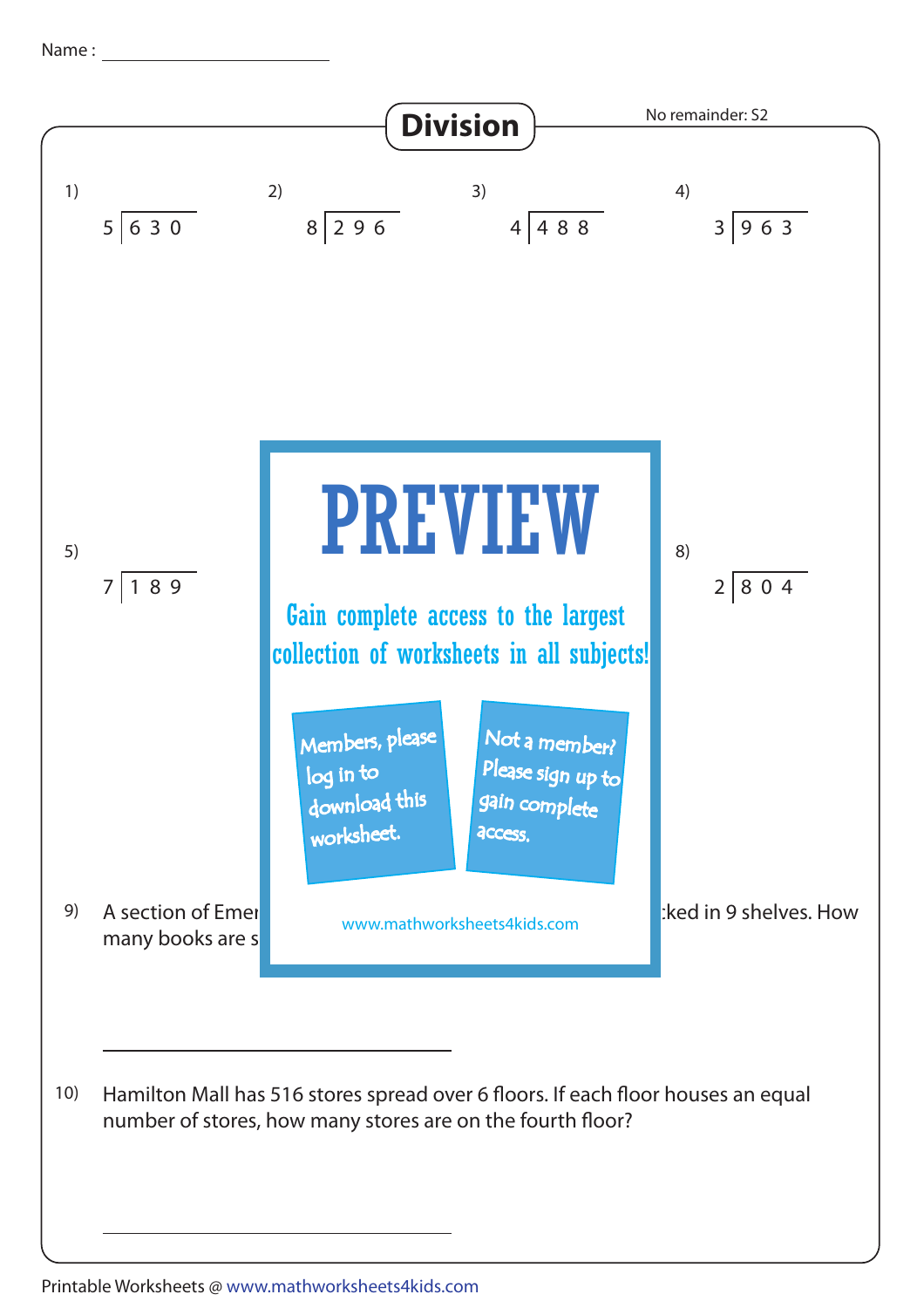Name : ____________________

# Division

No remainder: S2

1) $5 \overline{)630}$

2) $8 \overline{)296}$

3) $4 \overline{)488}$

4) $3 \overline{)963}$

5) $7 \overline{)189}$

8) $2 \overline{)804}$

PREVIEW

Gain complete access to the largest collection of worksheets in all subjects!

Members, please log in to download this worksheet.

Not a member? Please sign up to gain complete access.

www.mathworksheets4kids.com

9) A section of Emer ... cked in 9 shelves. How many books are s

____________________

10) Hamilton Mall has 516 stores spread over 6 floors. If each floor houses an equal number of stores, how many stores are on the fourth floor?

____________________

Printable Worksheets @ www.mathworksheets4kids.com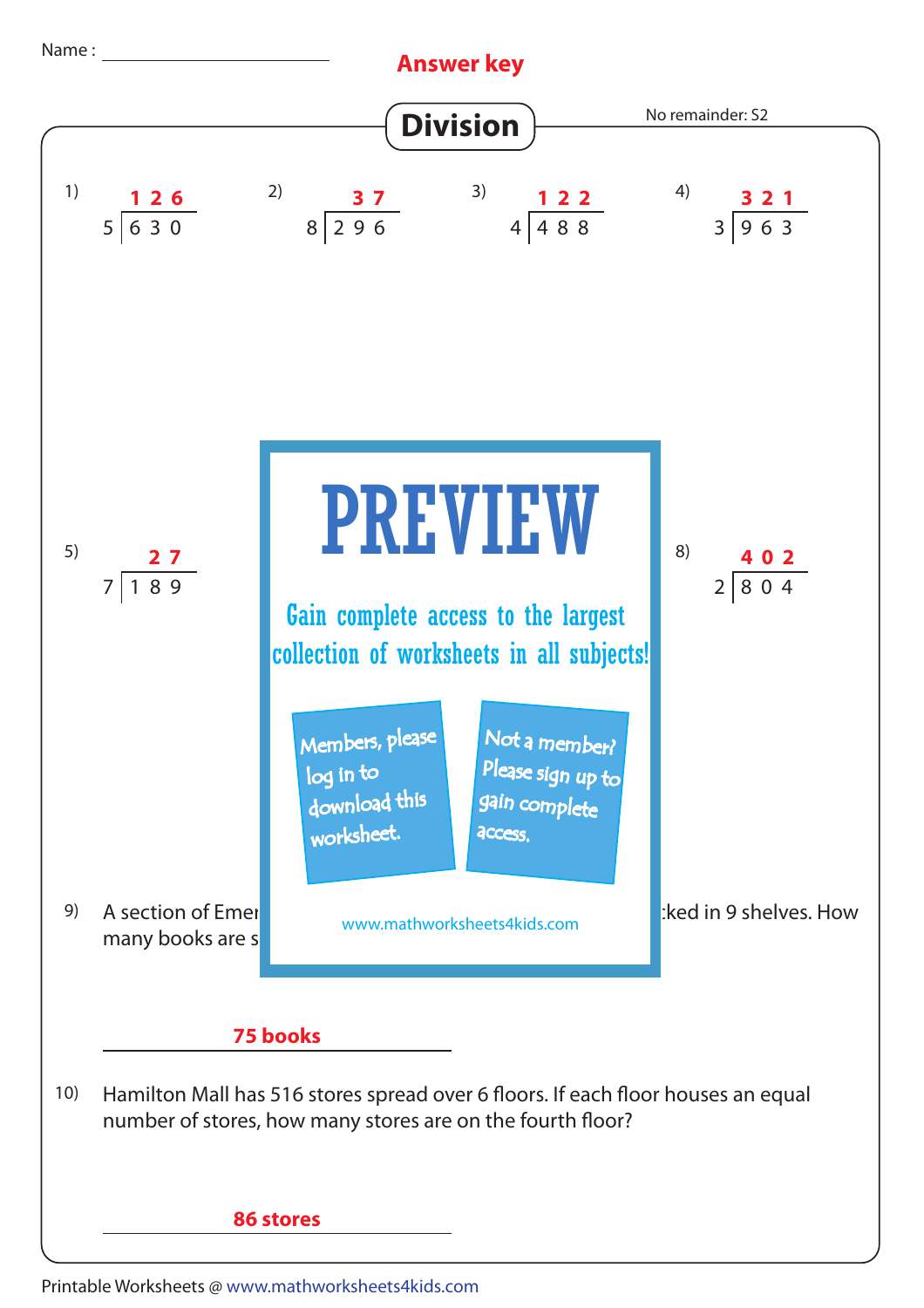Name : ______________

**Answer key**

# Division

No remainder: S2

1) $5 \overline{)630}$ = **126**

2) $8 \overline{)296}$ = **37**

3) $4 \overline{)488}$ = **122**

4) $3 \overline{)963}$ = **321**

5) $7 \overline{)189}$ = **27**

PREVIEW

Gain complete access to the largest collection of worksheets in all subjects!

Members, please log in to download this worksheet.

Not a member? Please sign up to gain complete access.

www.mathworksheets4kids.com

8) $2 \overline{)804}$ = **402**

9) A section of Emer... ...ked in 9 shelves. How many books are s...

**75 books**

10) Hamilton Mall has 516 stores spread over 6 floors. If each floor houses an equal number of stores, how many stores are on the fourth floor?

**86 stores**

Printable Worksheets @ www.mathworksheets4kids.com